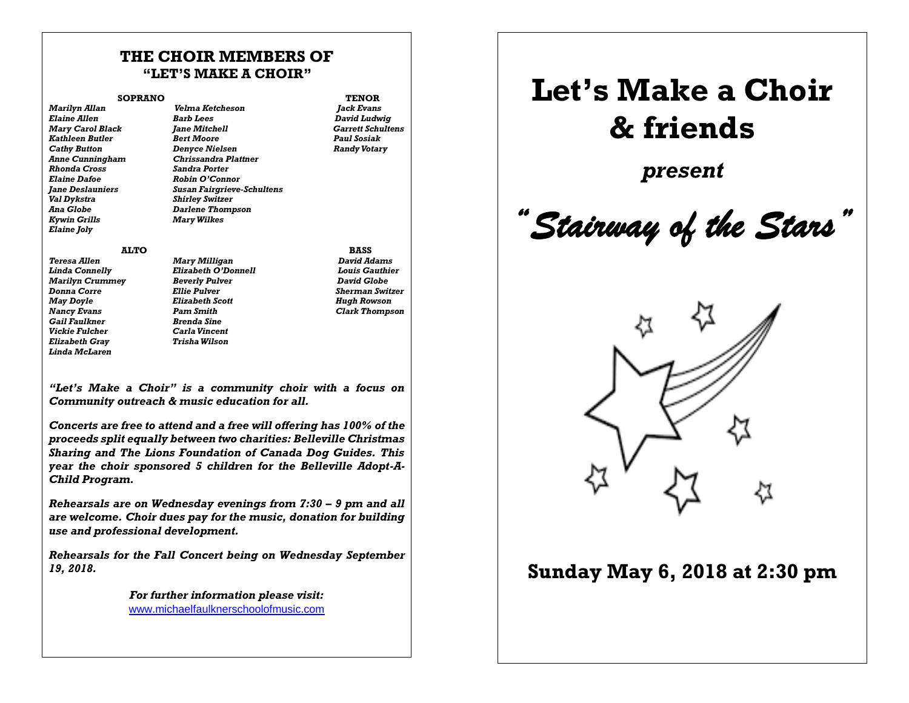## THE CHOIR MEMBERS OF "LET'S MAKE A CHOIR"

**SOPRANO**

*Marilyn Allan*
*Elaine Allen*
*Mary Carol Black*
*Kathleen Butler*
*Cathy Button*
*Anne Cunningham*
*Rhonda Cross*
*Elaine Dafoe*
*Jane Deslauniers*
*Val Dykstra*
*Ana Globe*
*Kywin Grills*
*Elaine Joly*
*Velma Ketcheson*
*Barb Lees*
*Jane Mitchell*
*Bert Moore*
*Denyce Nielsen*
*Chrissandra Plattner*
*Sandra Porter*
*Robin O'Connor*
*Susan Fairgrieve-Schultens*
*Shirley Switzer*
*Darlene Thompson*
*Mary Wilkes*

**TENOR**

*Jack Evans*
*David Ludwig*
*Garrett Schultens*
*Paul Sosiak*
*Randy Votary*

**ALTO**

*Teresa Allen*
*Linda Connelly*
*Marilyn Crummey*
*Donna Corre*
*May Doyle*
*Nancy Evans*
*Gail Faulkner*
*Vickie Fulcher*
*Elizabeth Gray*
*Linda McLaren*
*Mary Milligan*
*Elizabeth O'Donnell*
*Beverly Pulver*
*Ellie Pulver*
*Elizabeth Scott*
*Pam Smith*
*Brenda Sine*
*Carla Vincent*
*Trisha Wilson*

**BASS**

*David Adams*
*Louis Gauthier*
*David Globe*
*Sherman Switzer*
*Hugh Rowson*
*Clark Thompson*

***"Let's Make a Choir" is a community choir with a focus on Community outreach & music education for all.***

***Concerts are free to attend and a free will offering has 100% of the proceeds split equally between two charities: Belleville Christmas Sharing and The Lions Foundation of Canada Dog Guides. This year the choir sponsored 5 children for the Belleville Adopt-A-Child Program.***

***Rehearsals are on Wednesday evenings from 7:30 – 9 pm and all are welcome. Choir dues pay for the music, donation for building use and professional development.***

***Rehearsals for the Fall Concert being on Wednesday September 19, 2018.***

***For further information please visit:***
www.michaelfaulknerschoolofmusic.com

# Let's Make a Choir & friends

***present***

# *"Stairway of the Stars"*

## Sunday May 6, 2018 at 2:30 pm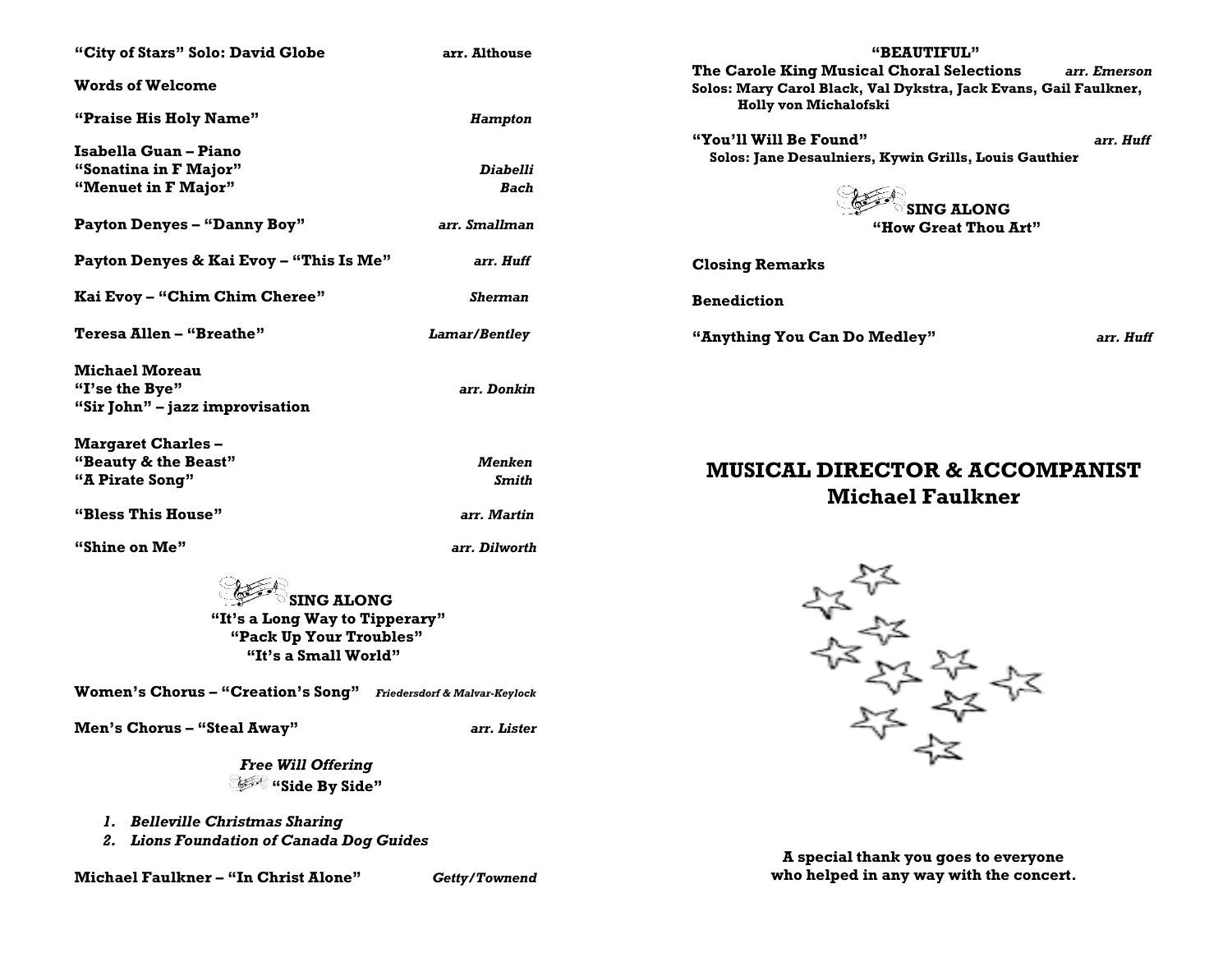**"City of Stars" Solo: David Globe** arr. Althouse

**Words of Welcome**

**"Praise His Holy Name"** *Hampton*

**Isabella Guan – Piano**
**"Sonatina in F Major"** *Diabelli*
**"Menuet in F Major"** *Bach*

**Payton Denyes – "Danny Boy"** *arr. Smallman*

**Payton Denyes & Kai Evoy – "This Is Me"** *arr. Huff*

**Kai Evoy – "Chim Chim Cheree"** *Sherman*

**Teresa Allen – "Breathe"** *Lamar/Bentley*

**Michael Moreau**
**"I'se the Bye"** *arr. Donkin*
**"Sir John" – jazz improvisation**

**Margaret Charles –**
**"Beauty & the Beast"** *Menken*
**"A Pirate Song"** *Smith*

**"Bless This House"** *arr. Martin*

**"Shine on Me"** *arr. Dilworth*

**SING ALONG**
**"It's a Long Way to Tipperary"**
**"Pack Up Your Troubles"**
**"It's a Small World"**

**Women's Chorus – "Creation's Song"** *Friedersdorf & Malvar-Keylock*

**Men's Chorus – "Steal Away"** *arr. Lister*

***Free Will Offering***
**"Side By Side"**

1. *Belleville Christmas Sharing*
2. *Lions Foundation of Canada Dog Guides*

**Michael Faulkner – "In Christ Alone"** *Getty/Townend*

**"BEAUTIFUL"**
**The Carole King Musical Choral Selections** *arr. Emerson*
**Solos: Mary Carol Black, Val Dykstra, Jack Evans, Gail Faulkner, Holly von Michalofski**

**"You'll Will Be Found"** *arr. Huff*
**Solos: Jane Desaulniers, Kywin Grills, Louis Gauthier**

**SING ALONG**
**"How Great Thou Art"**

**Closing Remarks**

**Benediction**

**"Anything You Can Do Medley"** *arr. Huff*

## MUSICAL DIRECTOR & ACCOMPANIST
## Michael Faulkner

**A special thank you goes to everyone who helped in any way with the concert.**